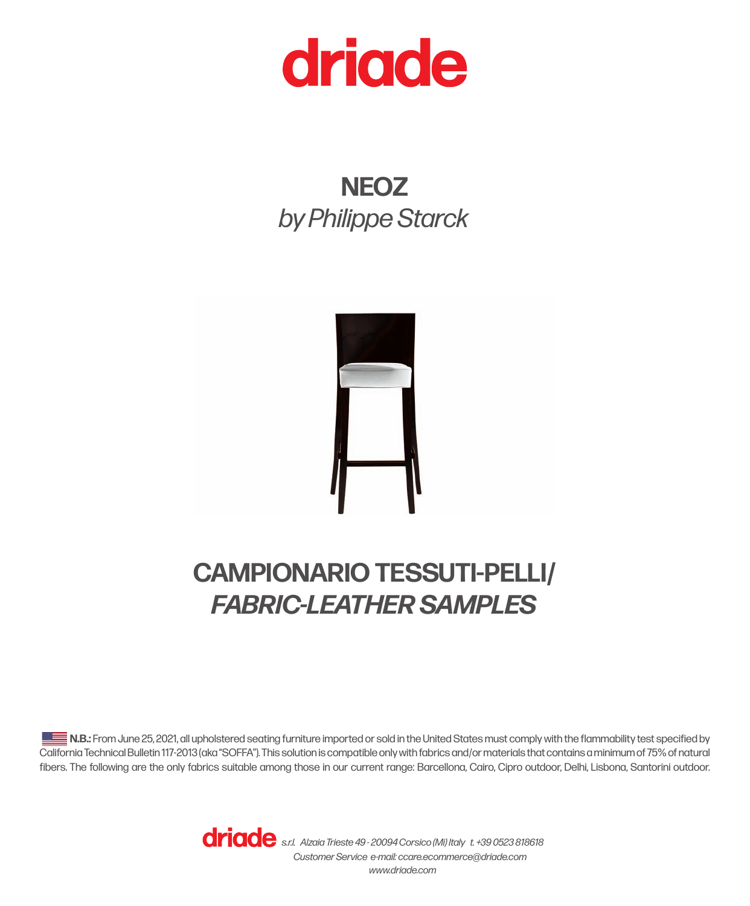# driade

## NEOZ

*by Philippe Starck*

## CAMPIONARIO TESSUTI-PELLI/ *FABRIC-LEATHER SAMPLES*

**N.B.:** From June 25, 2021, all upholstered seating furniture imported or sold in the United States must comply with the flammability test specified by California Technical Bulletin 117-2013 (aka "SOFFA"). This solution is compatible only with fabrics and/or materials that contains a minimum of 75% of natural fibers. The following are the only fabrics suitable among those in our current range: Barcellona, Cairo, Cipro outdoor, Delhi, Lisbona, Santorini outdoor.

**driade** *s.r.l. Alzaia Trieste 49 - 20094 Corsico (Mi) Italy t. +39 0523 818618*
*Customer Service e-mail: ccare.ecommerce@driade.com*
*www.driade.com*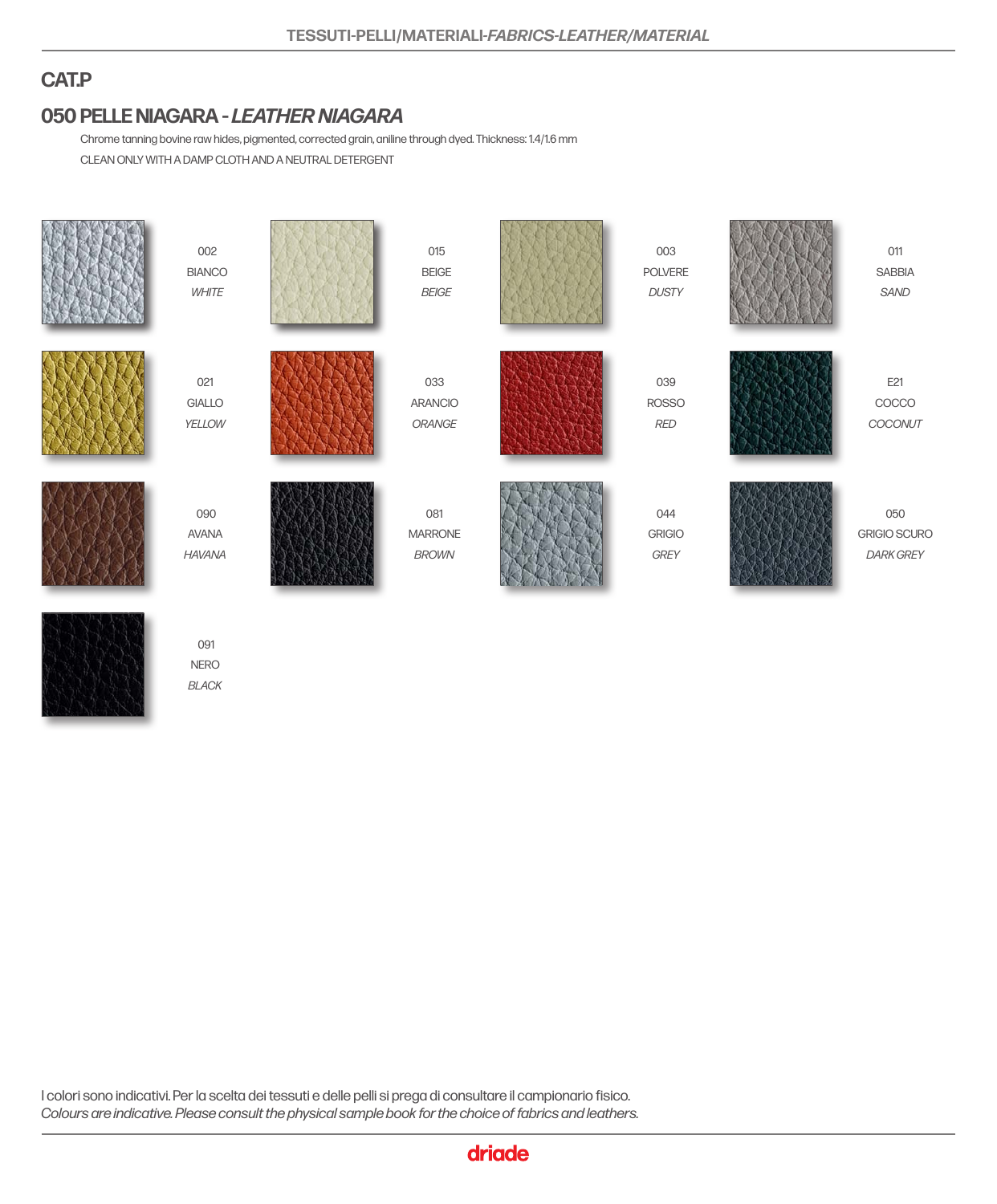# CAT.P

## 050 PELLE NIAGARA - *LEATHER NIAGARA*

Chrome tanning bovine raw hides, pigmented, corrected grain, aniline through dyed. Thickness: 1.4/1.6 mm

CLEAN ONLY WITH A DAMP CLOTH AND A NEUTRAL DETERGENT

002
BIANCO
*WHITE*

015
BEIGE
*BEIGE*

003
POLVERE
*DUSTY*

011
SABBIA
*SAND*

021
GIALLO
*YELLOW*

033
ARANCIO
*ORANGE*

039
ROSSO
*RED*

E21
COCCO
*COCONUT*

090
AVANA
*HAVANA*

081
MARRONE
*BROWN*

044
GRIGIO
*GREY*

050
GRIGIO SCURO
*DARK GREY*

091
NERO
*BLACK*

I colori sono indicativi. Per la scelta dei tessuti e delle pelli si prega di consultare il campionario fisico.
*Colours are indicative. Please consult the physical sample book for the choice of fabrics and leathers.*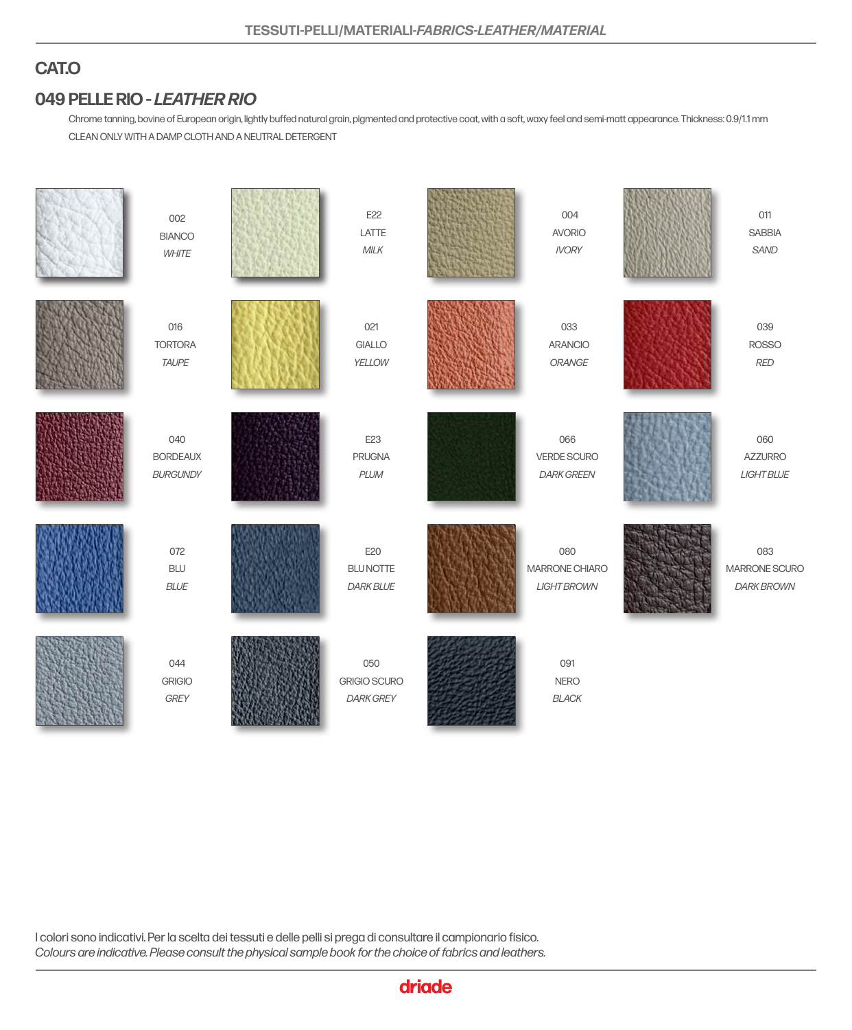# CAT.O

## 049 PELLE RIO - *LEATHER RIO*

Chrome tanning, bovine of European origin, lightly buffed natural grain, pigmented and protective coat, with a soft, waxy feel and semi-matt appearance. Thickness: 0.9/1.1 mm

CLEAN ONLY WITH A DAMP CLOTH AND A NEUTRAL DETERGENT

002
BIANCO
*WHITE*

E22
LATTE
*MILK*

004
AVORIO
*IVORY*

011
SABBIA
*SAND*

016
TORTORA
*TAUPE*

021
GIALLO
*YELLOW*

033
ARANCIO
*ORANGE*

039
ROSSO
*RED*

040
BORDEAUX
*BURGUNDY*

E23
PRUGNA
*PLUM*

066
VERDE SCURO
*DARK GREEN*

060
AZZURRO
*LIGHT BLUE*

072
BLU
*BLUE*

E20
BLU NOTTE
*DARK BLUE*

080
MARRONE CHIARO
*LIGHT BROWN*

083
MARRONE SCURO
*DARK BROWN*

044
GRIGIO
*GREY*

050
GRIGIO SCURO
*DARK GREY*

091
NERO
*BLACK*

I colori sono indicativi. Per la scelta dei tessuti e delle pelli si prega di consultare il campionario fisico.
*Colours are indicative. Please consult the physical sample book for the choice of fabrics and leathers.*